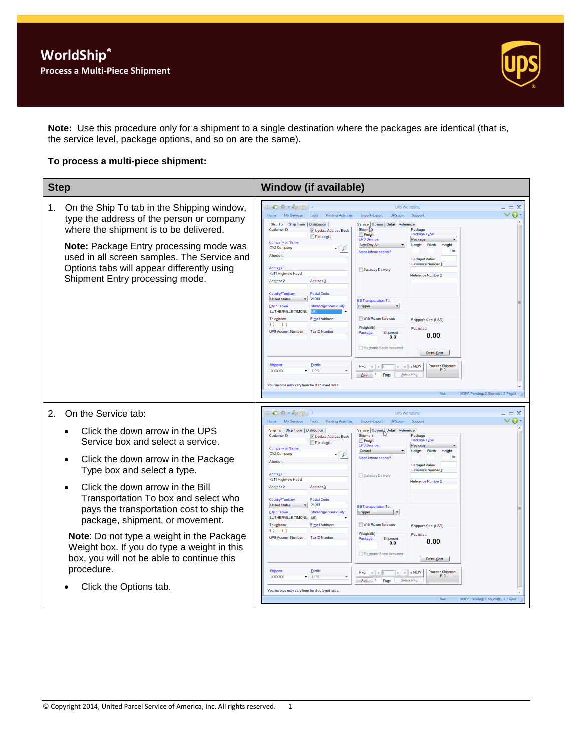# WorldShip®

## Process a Multi-Piece Shipment

**Note:** Use this procedure only for a shipment to a single destination where the packages are identical (that is, the service level, package options, and so on are the same).

**To process a multi-piece shipment:**

| Step | Window (if available) |
| --- | --- |
| 1. On the Ship To tab in the Shipping window, type the address of the person or company where the shipment is to be delivered.<br><br>**Note:** Package Entry processing mode was used in all screen samples. The Service and Options tabs will appear differently using Shipment Entry processing mode. | |
| 2. On the Service tab:<br><br>• Click the down arrow in the UPS Service box and select a service.<br><br>• Click the down arrow in the Package Type box and select a type.<br><br>• Click the down arrow in the Bill Transportation To box and select who pays the transportation cost to ship the package, shipment, or movement.<br><br>**Note**: Do not type a weight in the Package Weight box. If you do type a weight in this box, you will not be able to continue this procedure.<br><br>• Click the Options tab. | |

© Copyright 2014, United Parcel Service of America, Inc. All rights reserved.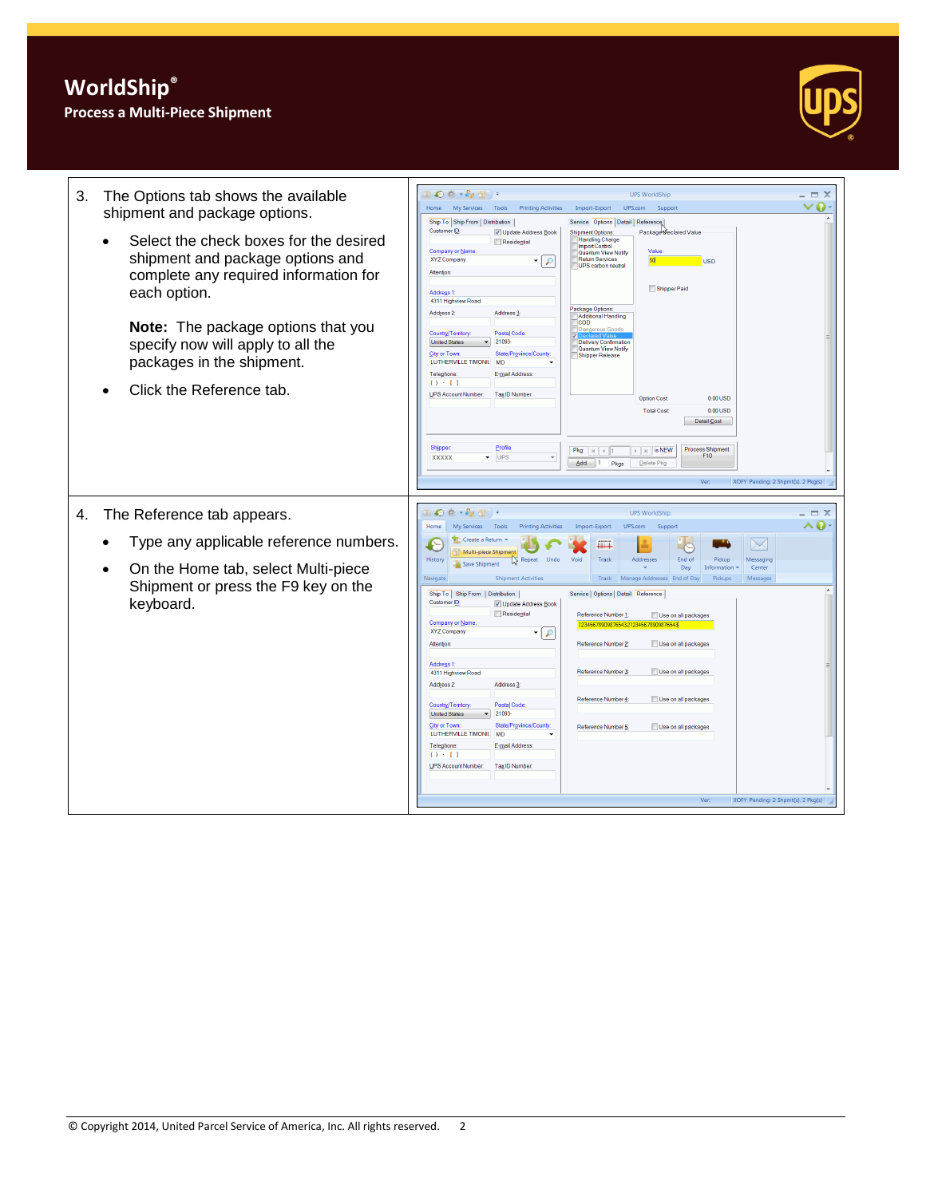# WorldShip®

## Process a Multi-Piece Shipment

3. The Options tab shows the available shipment and package options.

   - Select the check boxes for the desired shipment and package options and complete any required information for each option.

     **Note:** The package options that you specify now will apply to all the packages in the shipment.

   - Click the Reference tab.

4. The Reference tab appears.

   - Type any applicable reference numbers.
   - On the Home tab, select Multi-piece Shipment or press the F9 key on the keyboard.

© Copyright 2014, United Parcel Service of America, Inc. All rights reserved.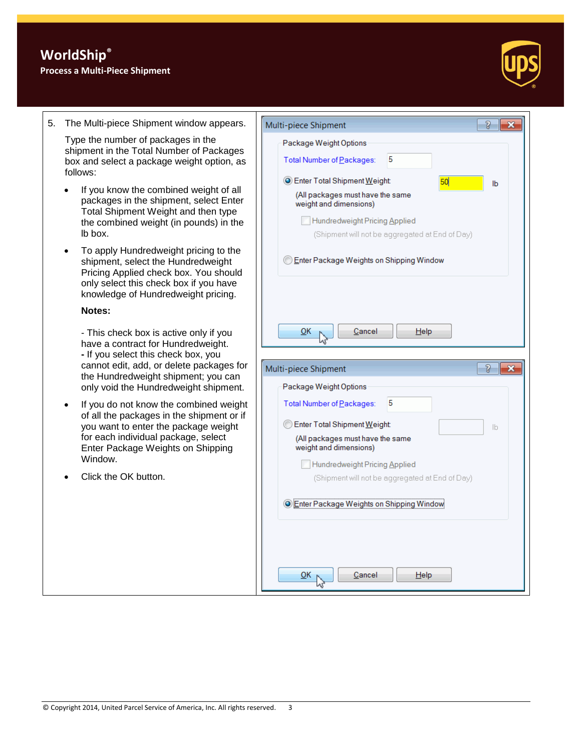# WorldShip®

**Process a Multi-Piece Shipment**

5. The Multi-piece Shipment window appears.

   Type the number of packages in the shipment in the Total Number of Packages box and select a package weight option, as follows:

   - If you know the combined weight of all packages in the shipment, select Enter Total Shipment Weight and then type the combined weight (in pounds) in the lb box.
   - To apply Hundredweight pricing to the shipment, select the Hundredweight Pricing Applied check box. You should only select this check box if you have knowledge of Hundredweight pricing.

     **Notes:**

     - This check box is active only if you have a contract for Hundredweight.
     - If you select this check box, you cannot edit, add, or delete packages for the Hundredweight shipment; you can only void the Hundredweight shipment.
   - If you do not know the combined weight of all the packages in the shipment or if you want to enter the package weight for each individual package, select Enter Package Weights on Shipping Window.
   - Click the OK button.

Multi-piece Shipment

Package Weight Options

Total Number of Packages: 5

(•) Enter Total Shipment Weight: 50 lb

(All packages must have the same weight and dimensions)

[ ] Hundredweight Pricing Applied

(Shipment will not be aggregated at End of Day)

( ) Enter Package Weights on Shipping Window

OK | Cancel | Help

Multi-piece Shipment

Package Weight Options

Total Number of Packages: 5

( ) Enter Total Shipment Weight: lb

(All packages must have the same weight and dimensions)

[ ] Hundredweight Pricing Applied

(Shipment will not be aggregated at End of Day)

(•) Enter Package Weights on Shipping Window

OK | Cancel | Help

© Copyright 2014, United Parcel Service of America, Inc. All rights reserved.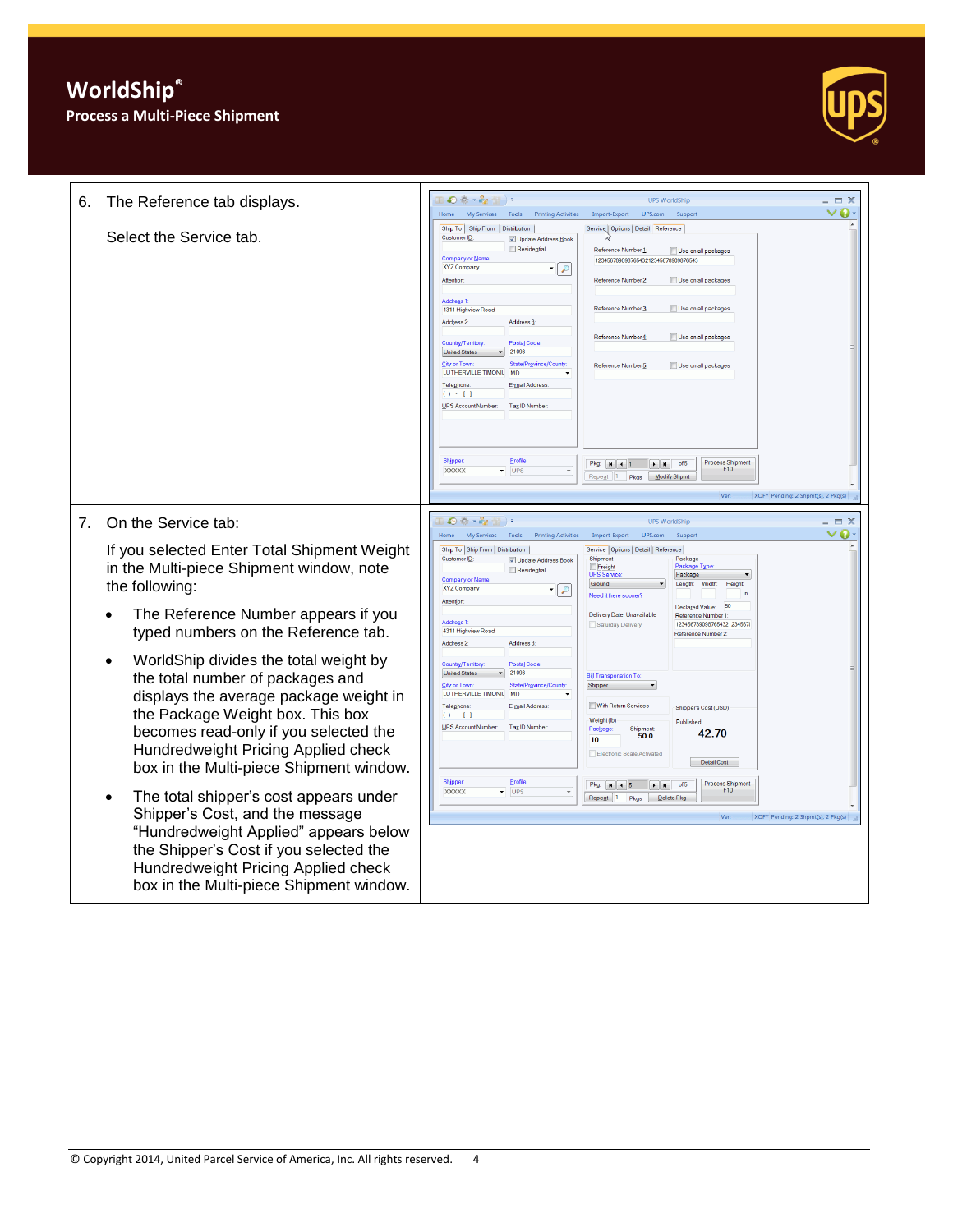| | |
|---|---|
| 6. The Reference tab displays.<br><br>Select the Service tab. | |
| 7. On the Service tab:<br><br>If you selected Enter Total Shipment Weight in the Multi-piece Shipment window, note the following:<br><br>• The Reference Number appears if you typed numbers on the Reference tab.<br><br>• WorldShip divides the total weight by the total number of packages and displays the average package weight in the Package Weight box. This box becomes read-only if you selected the Hundredweight Pricing Applied check box in the Multi-piece Shipment window.<br><br>• The total shipper's cost appears under Shipper's Cost, and the message "Hundredweight Applied" appears below the Shipper's Cost if you selected the Hundredweight Pricing Applied check box in the Multi-piece Shipment window. | |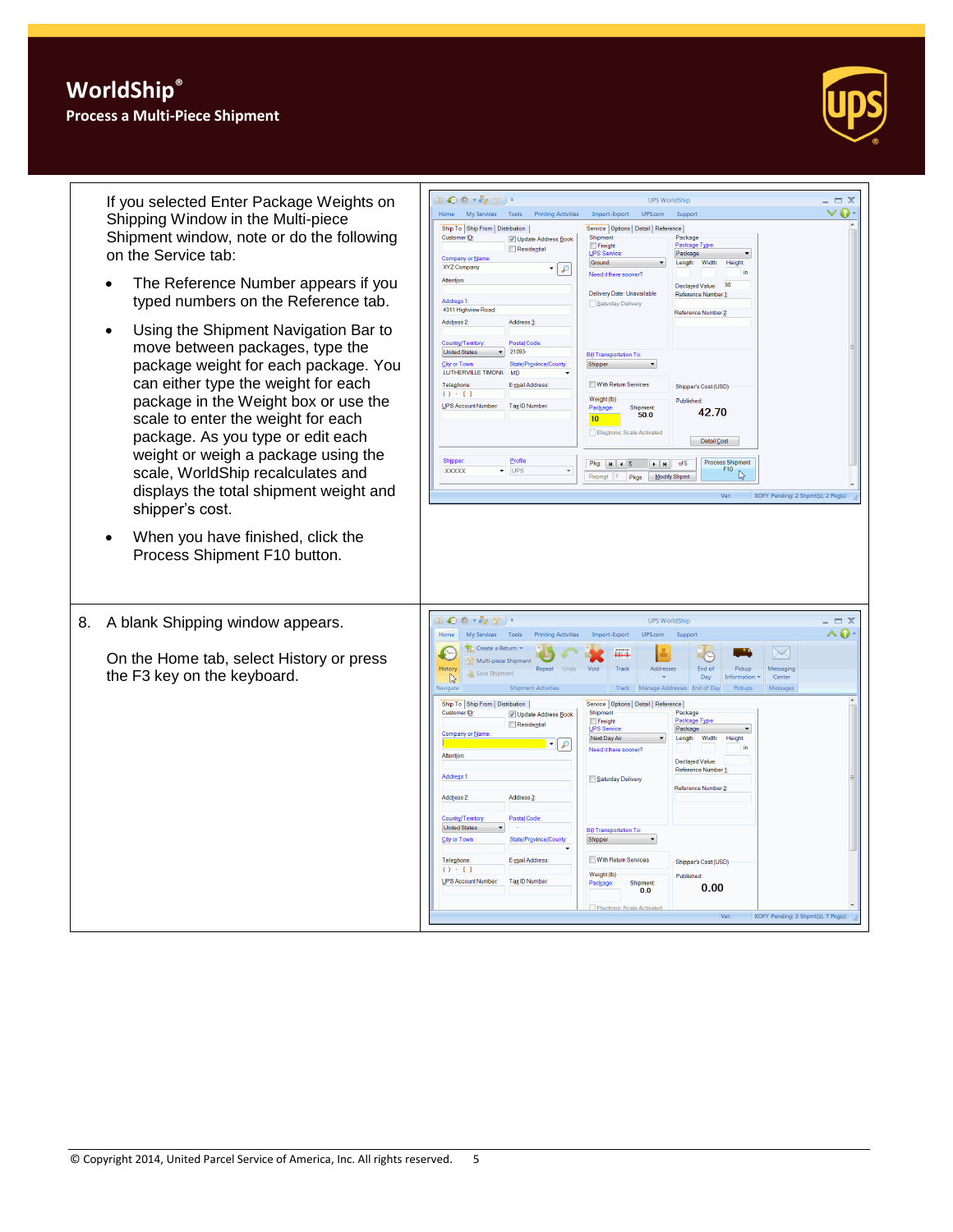# WorldShip®

## Process a Multi-Piece Shipment

If you selected Enter Package Weights on Shipping Window in the Multi-piece Shipment window, note or do the following on the Service tab:

- The Reference Number appears if you typed numbers on the Reference tab.
- Using the Shipment Navigation Bar to move between packages, type the package weight for each package. You can either type the weight for each package in the Weight box or use the scale to enter the weight for each package. As you type or edit each weight or weigh a package using the scale, WorldShip recalculates and displays the total shipment weight and shipper's cost.
- When you have finished, click the Process Shipment F10 button.

8. A blank Shipping window appears.

   On the Home tab, select History or press the F3 key on the keyboard.

© Copyright 2014, United Parcel Service of America, Inc. All rights reserved.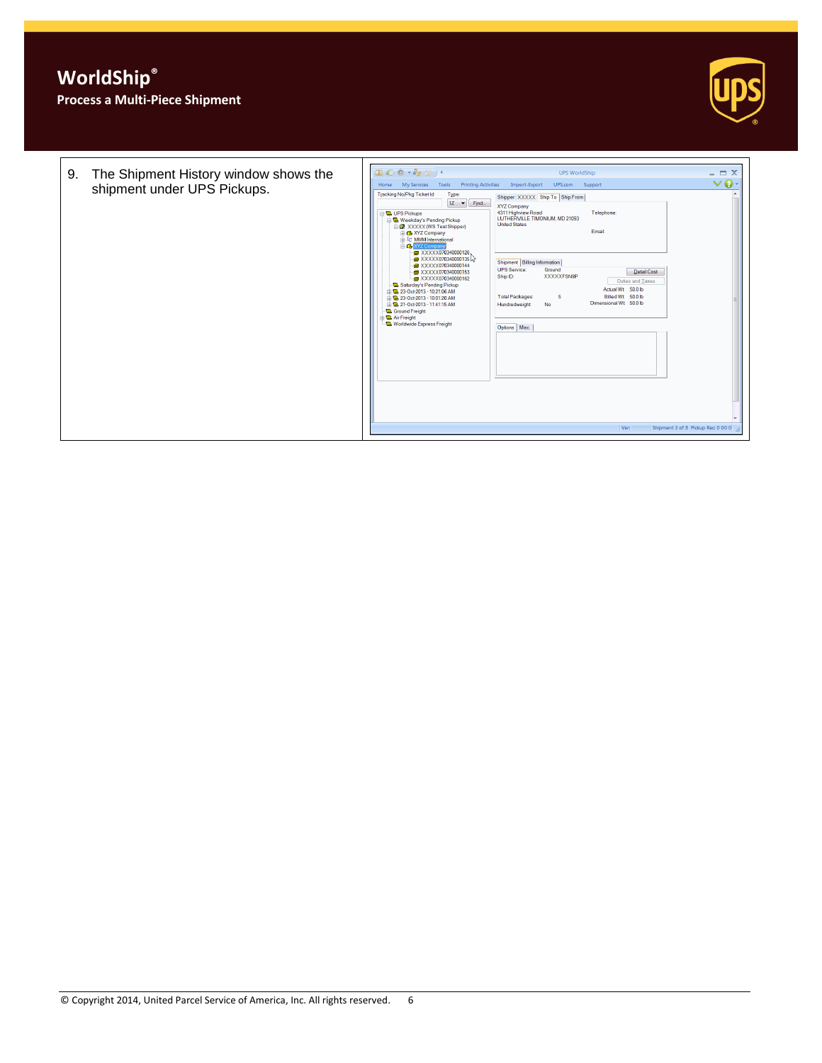# WorldShip®

## Process a Multi-Piece Shipment

9. The Shipment History window shows the shipment under UPS Pickups.